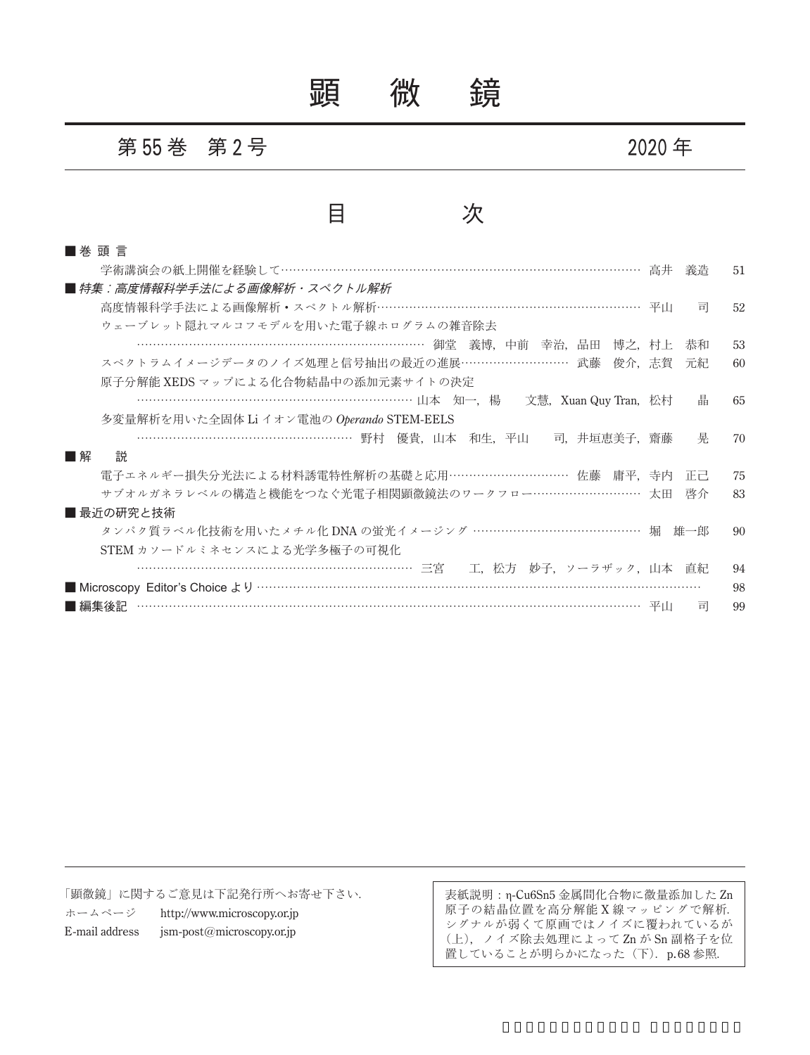# 顕　微　鏡

## 第 55 巻　第 2 号　　　　2020 年

## 目　　次

■ 巻 頭 言

学術講演会の紙上開催を経験して……………………………………………………………………………… 高井　義造　51

■ *特集：高度情報科学手法による画像解析・スペクトル解析*

高度情報科学手法による画像解析・スペクトル解析……………………………………………………………… 平山　　司　52

ウェーブレット隠れマルコフモデルを用いた電子線ホログラムの雑音除去

…………………………………………………………………… 御堂　義博，中前　幸治，品田　博之，村上　恭和　53

スペクトラムイメージデータのノイズ処理と信号抽出の最近の進展……………………… 武藤　俊介，志賀　元紀　60

原子分解能 XEDS マップによる化合物結晶中の添加元素サイトの決定

…………………………………………………………………… 山本　知一，楊　　文慧，Xuan Quy Tran，松村　　晶　65

多変量解析を用いた全固体 Li イオン電池の *Operando* STEM-EELS

………………………………………………… 野村　優貴，山本　和生，平山　　司，井垣恵美子，齋藤　　晃　70

■ 解　　説

電子エネルギー損失分光法による材料誘電特性解析の基礎と応用………………………… 佐藤　庸平，寺内　正己　75

サブオルガネラレベルの構造と機能をつなぐ光電子相関顕微鏡法のワークフロー……………………… 太田　啓介　83

■ 最近の研究と技術

タンパク質ラベル化技術を用いたメチル化 DNA の蛍光イメージング …………………………………… 堀　雄一郎　90

STEM カソードルミネセンスによる光学多極子の可視化

…………………………………………………………………… 三宮　　工，松方　妙子，ソーラザック，山本　直紀　94

■ Microscopy Editor's Choice より …………………………………………………………………………………………… 98

■ 編集後記 ………………………………………………………………………………………………………… 平山　　司　99

---

「顕微鏡」に関するご意見は下記発行所へお寄せ下さい．

ホームページ　　http://www.microscopy.or.jp

E-mail address　　jsm-post@microscopy.or.jp

表紙説明：η-$Cu_6Sn_5$ 金属間化合物に微量添加した Zn 原子の結晶位置を高分解能 X 線マッピングで解析．シグナルが弱くて原画ではノイズに覆われているが（上），ノイズ除去処理によって Zn が Sn 副格子を位置していることが明らかになった（下）．p.68 参照．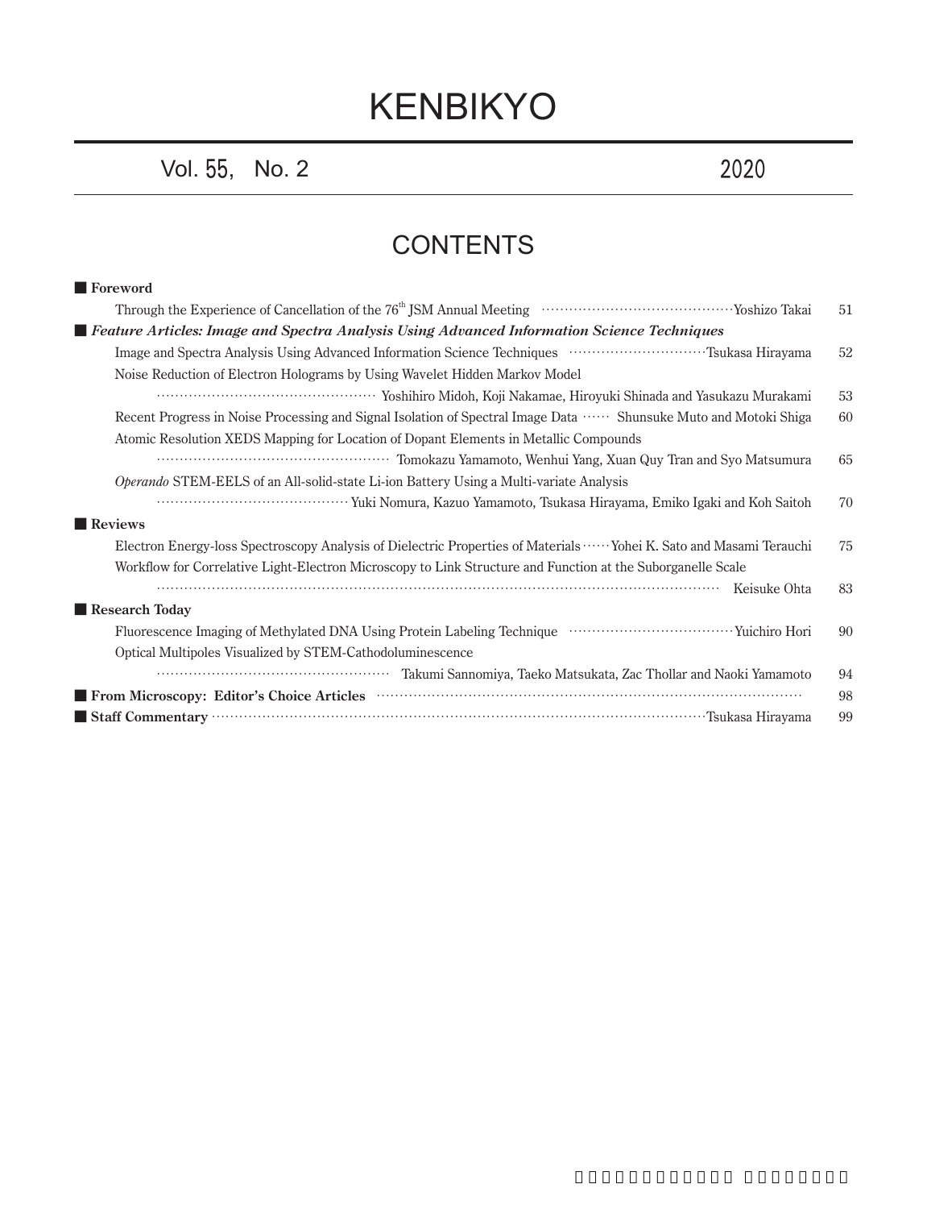# KENBIKYO

Vol. 55, No. 2 2020

## CONTENTS

**Foreword**

Through the Experience of Cancellation of the 76th JSM Annual Meeting ……… Yoshizo Takai 51

***Feature Articles: Image and Spectra Analysis Using Advanced Information Science Techniques***

Image and Spectra Analysis Using Advanced Information Science Techniques ……… Tsukasa Hirayama 52

Noise Reduction of Electron Holograms by Using Wavelet Hidden Markov Model ……… Yoshihiro Midoh, Koji Nakamae, Hiroyuki Shinada and Yasukazu Murakami 53

Recent Progress in Noise Processing and Signal Isolation of Spectral Image Data ……… Shunsuke Muto and Motoki Shiga 60

Atomic Resolution XEDS Mapping for Location of Dopant Elements in Metallic Compounds ……… Tomokazu Yamamoto, Wenhui Yang, Xuan Quy Tran and Syo Matsumura 65

*Operando* STEM-EELS of an All-solid-state Li-ion Battery Using a Multi-variate Analysis ……… Yuki Nomura, Kazuo Yamamoto, Tsukasa Hirayama, Emiko Igaki and Koh Saitoh 70

**Reviews**

Electron Energy-loss Spectroscopy Analysis of Dielectric Properties of Materials ……… Yohei K. Sato and Masami Terauchi 75

Workflow for Correlative Light-Electron Microscopy to Link Structure and Function at the Suborganelle Scale ……… Keisuke Ohta 83

**Research Today**

Fluorescence Imaging of Methylated DNA Using Protein Labeling Technique ……… Yuichiro Hori 90

Optical Multipoles Visualized by STEM-Cathodoluminescence ……… Takumi Sannomiya, Taeko Matsukata, Zac Thollar and Naoki Yamamoto 94

**From Microscopy: Editor's Choice Articles** ……… 98

**Staff Commentary** ……… Tsukasa Hirayama 99